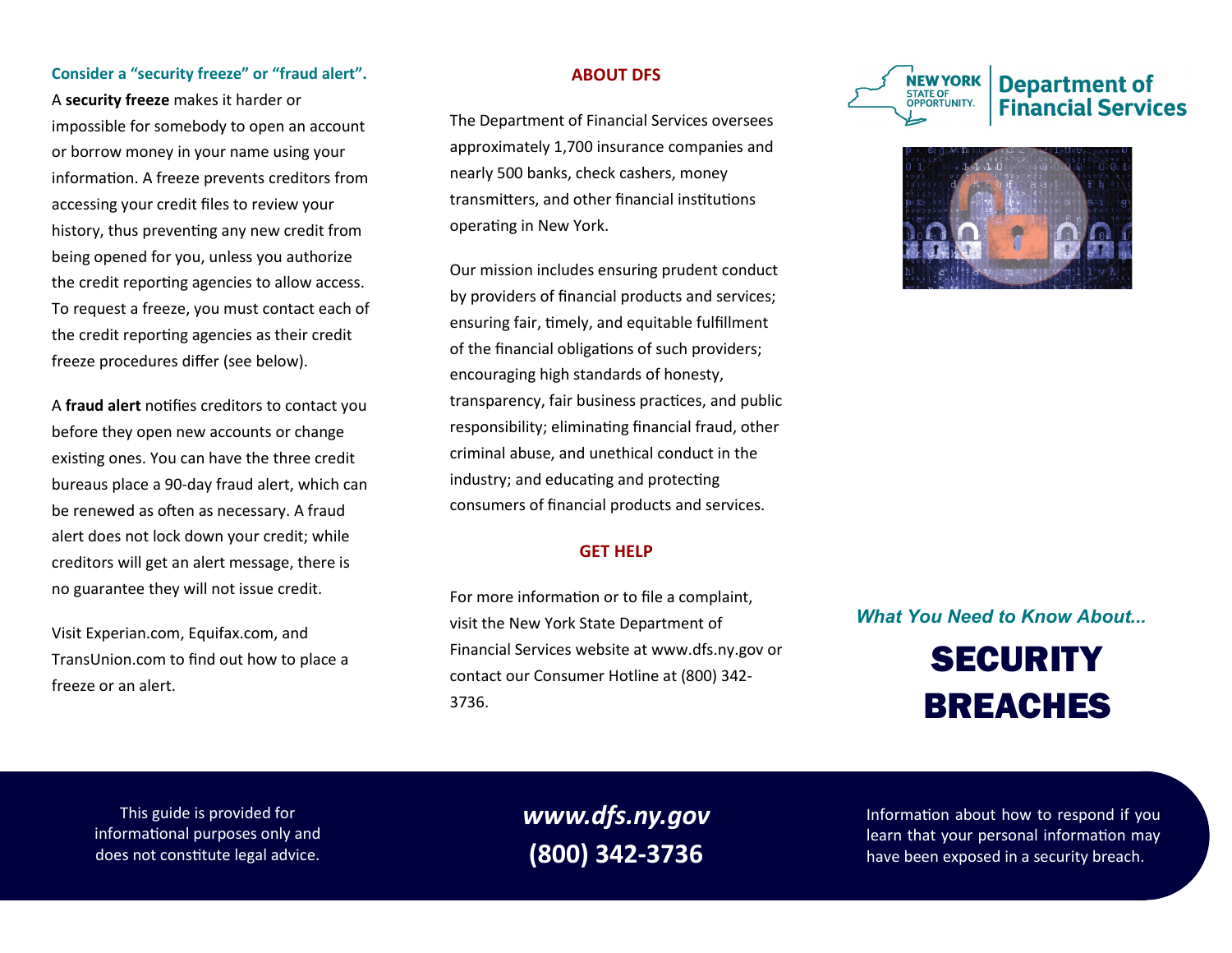### Consider a "security freeze" or "fraud alert".

A **security freeze** makes it harder or impossible for somebody to open an account or borrow money in your name using your information. A freeze prevents creditors from accessing your credit files to review your history, thus preventing any new credit from being opened for you, unless you authorize the credit reporting agencies to allow access. To request a freeze, you must contact each of the credit reporting agencies as their credit freeze procedures differ (see below).

A **fraud alert** notifies creditors to contact you before they open new accounts or change existing ones. You can have the three credit bureaus place a 90-day fraud alert, which can be renewed as often as necessary. A fraud alert does not lock down your credit; while creditors will get an alert message, there is no guarantee they will not issue credit.

Visit Experian.com, Equifax.com, and TransUnion.com to find out how to place a freeze or an alert.

This guide is provided for informational purposes only and does not constitute legal advice.

## ABOUT DFS

The Department of Financial Services oversees approximately 1,700 insurance companies and nearly 500 banks, check cashers, money transmitters, and other financial institutions operating in New York.

Our mission includes ensuring prudent conduct by providers of financial products and services; ensuring fair, timely, and equitable fulfillment of the financial obligations of such providers; encouraging high standards of honesty, transparency, fair business practices, and public responsibility; eliminating financial fraud, other criminal abuse, and unethical conduct in the industry; and educating and protecting consumers of financial products and services.

## GET HELP

For more information or to file a complaint, visit the New York State Department of Financial Services website at www.dfs.ny.gov or contact our Consumer Hotline at (800) 342-3736.

***www.dfs.ny.gov***

**(800) 342-3736**

NEW YORK STATE OF OPPORTUNITY. | Department of Financial Services

*What You Need to Know About...*

# SECURITY BREACHES

Information about how to respond if you learn that your personal information may have been exposed in a security breach.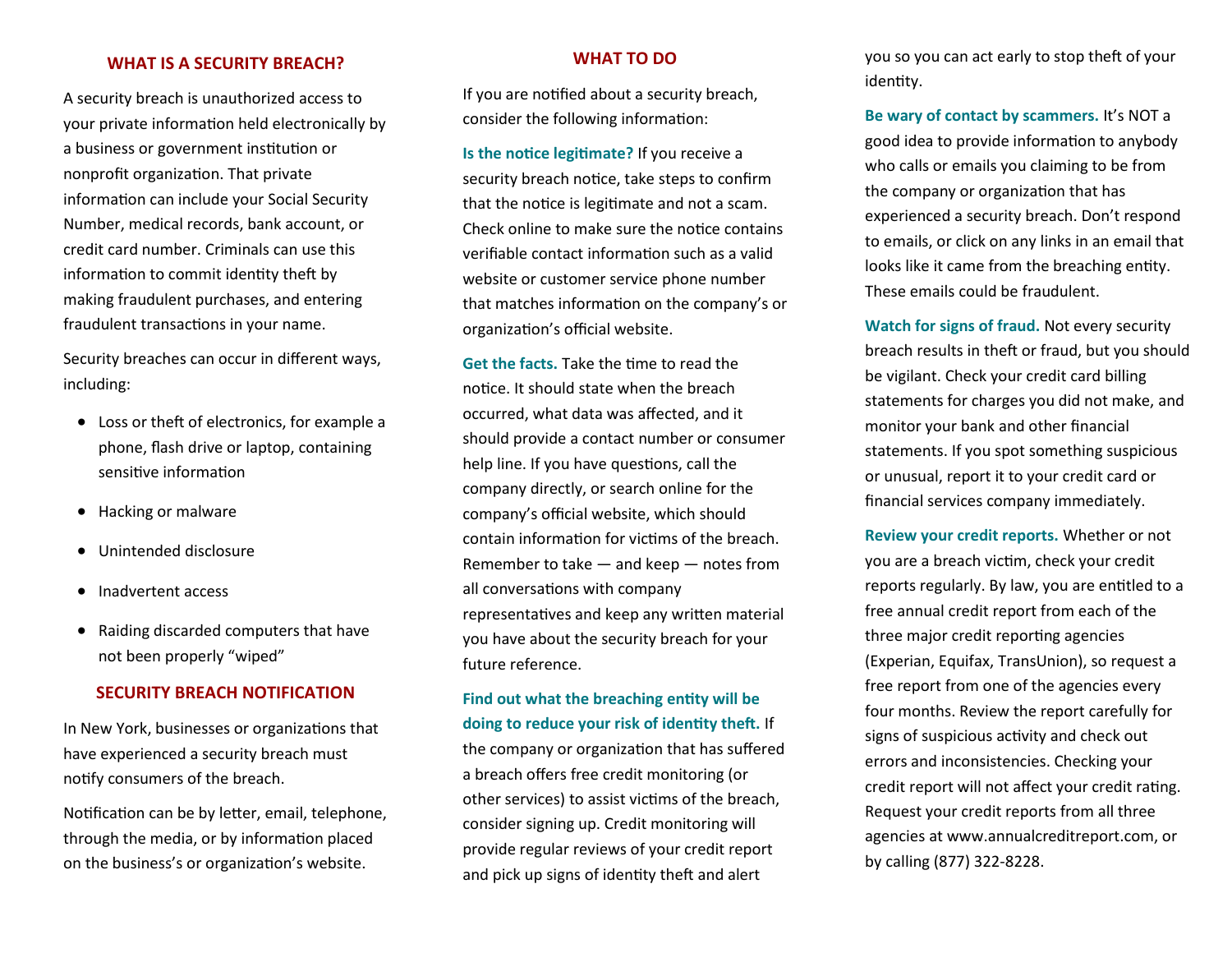## WHAT IS A SECURITY BREACH?

A security breach is unauthorized access to your private information held electronically by a business or government institution or nonprofit organization. That private information can include your Social Security Number, medical records, bank account, or credit card number. Criminals can use this information to commit identity theft by making fraudulent purchases, and entering fraudulent transactions in your name.

Security breaches can occur in different ways, including:

- Loss or theft of electronics, for example a phone, flash drive or laptop, containing sensitive information
- Hacking or malware
- Unintended disclosure
- Inadvertent access
- Raiding discarded computers that have not been properly "wiped"

## SECURITY BREACH NOTIFICATION

In New York, businesses or organizations that have experienced a security breach must notify consumers of the breach.

Notification can be by letter, email, telephone, through the media, or by information placed on the business's or organization's website.

## WHAT TO DO

If you are notified about a security breach, consider the following information:

**Is the notice legitimate?** If you receive a security breach notice, take steps to confirm that the notice is legitimate and not a scam. Check online to make sure the notice contains verifiable contact information such as a valid website or customer service phone number that matches information on the company's or organization's official website.

**Get the facts.** Take the time to read the notice. It should state when the breach occurred, what data was affected, and it should provide a contact number or consumer help line. If you have questions, call the company directly, or search online for the company's official website, which should contain information for victims of the breach. Remember to take — and keep — notes from all conversations with company representatives and keep any written material you have about the security breach for your future reference.

**Find out what the breaching entity will be doing to reduce your risk of identity theft.** If the company or organization that has suffered a breach offers free credit monitoring (or other services) to assist victims of the breach, consider signing up. Credit monitoring will provide regular reviews of your credit report and pick up signs of identity theft and alert you so you can act early to stop theft of your identity.

**Be wary of contact by scammers.** It's NOT a good idea to provide information to anybody who calls or emails you claiming to be from the company or organization that has experienced a security breach. Don't respond to emails, or click on any links in an email that looks like it came from the breaching entity. These emails could be fraudulent.

**Watch for signs of fraud.** Not every security breach results in theft or fraud, but you should be vigilant. Check your credit card billing statements for charges you did not make, and monitor your bank and other financial statements. If you spot something suspicious or unusual, report it to your credit card or financial services company immediately.

**Review your credit reports.** Whether or not you are a breach victim, check your credit reports regularly. By law, you are entitled to a free annual credit report from each of the three major credit reporting agencies (Experian, Equifax, TransUnion), so request a free report from one of the agencies every four months. Review the report carefully for signs of suspicious activity and check out errors and inconsistencies. Checking your credit report will not affect your credit rating. Request your credit reports from all three agencies at www.annualcreditreport.com, or by calling (877) 322-8228.